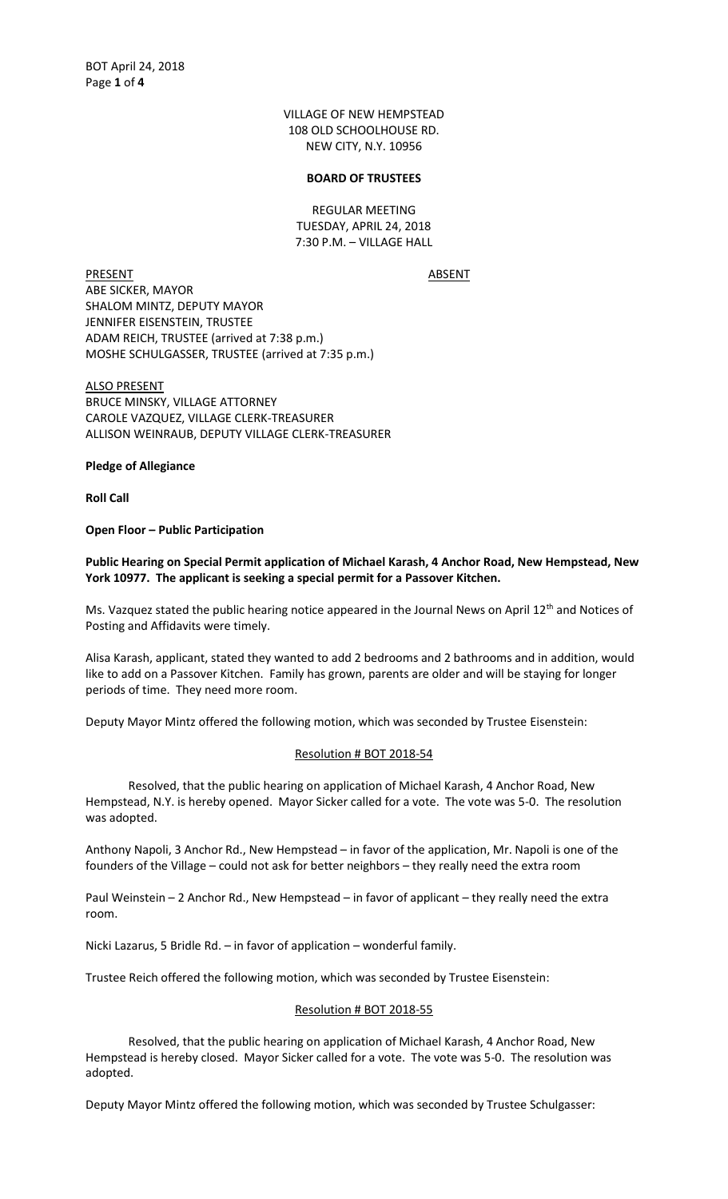VILLAGE OF NEW HEMPSTEAD
108 OLD SCHOOLHOUSE RD.
NEW CITY, N.Y. 10956

**BOARD OF TRUSTEES**

REGULAR MEETING
TUESDAY, APRIL 24, 2018
7:30 P.M. – VILLAGE HALL

PRESENT

ABE SICKER, MAYOR
SHALOM MINTZ, DEPUTY MAYOR
JENNIFER EISENSTEIN, TRUSTEE
ADAM REICH, TRUSTEE (arrived at 7:38 p.m.)
MOSHE SCHULGASSER, TRUSTEE (arrived at 7:35 p.m.)

ABSENT

ALSO PRESENT
BRUCE MINSKY, VILLAGE ATTORNEY
CAROLE VAZQUEZ, VILLAGE CLERK-TREASURER
ALLISON WEINRAUB, DEPUTY VILLAGE CLERK-TREASURER

**Pledge of Allegiance**

**Roll Call**

**Open Floor – Public Participation**

**Public Hearing on Special Permit application of Michael Karash, 4 Anchor Road, New Hempstead, New York 10977. The applicant is seeking a special permit for a Passover Kitchen.**

Ms. Vazquez stated the public hearing notice appeared in the Journal News on April 12th and Notices of Posting and Affidavits were timely.

Alisa Karash, applicant, stated they wanted to add 2 bedrooms and 2 bathrooms and in addition, would like to add on a Passover Kitchen. Family has grown, parents are older and will be staying for longer periods of time. They need more room.

Deputy Mayor Mintz offered the following motion, which was seconded by Trustee Eisenstein:

Resolution # BOT 2018-54

Resolved, that the public hearing on application of Michael Karash, 4 Anchor Road, New Hempstead, N.Y. is hereby opened. Mayor Sicker called for a vote. The vote was 5-0. The resolution was adopted.

Anthony Napoli, 3 Anchor Rd., New Hempstead – in favor of the application, Mr. Napoli is one of the founders of the Village – could not ask for better neighbors – they really need the extra room

Paul Weinstein – 2 Anchor Rd., New Hempstead – in favor of applicant – they really need the extra room.

Nicki Lazarus, 5 Bridle Rd. – in favor of application – wonderful family.

Trustee Reich offered the following motion, which was seconded by Trustee Eisenstein:

Resolution # BOT 2018-55

Resolved, that the public hearing on application of Michael Karash, 4 Anchor Road, New Hempstead is hereby closed. Mayor Sicker called for a vote. The vote was 5-0. The resolution was adopted.

Deputy Mayor Mintz offered the following motion, which was seconded by Trustee Schulgasser: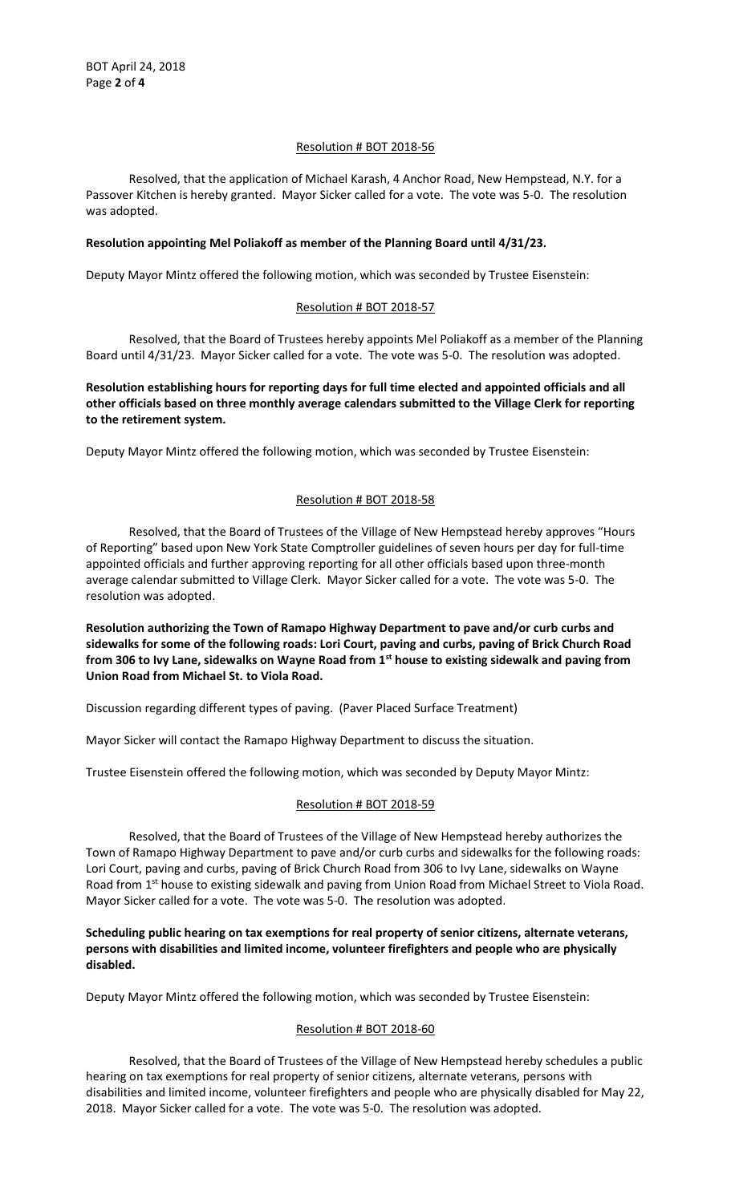Resolution # BOT 2018-56

Resolved, that the application of Michael Karash, 4 Anchor Road, New Hempstead, N.Y. for a Passover Kitchen is hereby granted. Mayor Sicker called for a vote. The vote was 5-0. The resolution was adopted.

**Resolution appointing Mel Poliakoff as member of the Planning Board until 4/31/23.**

Deputy Mayor Mintz offered the following motion, which was seconded by Trustee Eisenstein:

Resolution # BOT 2018-57

Resolved, that the Board of Trustees hereby appoints Mel Poliakoff as a member of the Planning Board until 4/31/23. Mayor Sicker called for a vote. The vote was 5-0. The resolution was adopted.

**Resolution establishing hours for reporting days for full time elected and appointed officials and all other officials based on three monthly average calendars submitted to the Village Clerk for reporting to the retirement system.**

Deputy Mayor Mintz offered the following motion, which was seconded by Trustee Eisenstein:

Resolution # BOT 2018-58

Resolved, that the Board of Trustees of the Village of New Hempstead hereby approves "Hours of Reporting" based upon New York State Comptroller guidelines of seven hours per day for full-time appointed officials and further approving reporting for all other officials based upon three-month average calendar submitted to Village Clerk. Mayor Sicker called for a vote. The vote was 5-0. The resolution was adopted.

**Resolution authorizing the Town of Ramapo Highway Department to pave and/or curb curbs and sidewalks for some of the following roads: Lori Court, paving and curbs, paving of Brick Church Road from 306 to Ivy Lane, sidewalks on Wayne Road from 1st house to existing sidewalk and paving from Union Road from Michael St. to Viola Road.**

Discussion regarding different types of paving. (Paver Placed Surface Treatment)

Mayor Sicker will contact the Ramapo Highway Department to discuss the situation.

Trustee Eisenstein offered the following motion, which was seconded by Deputy Mayor Mintz:

Resolution # BOT 2018-59

Resolved, that the Board of Trustees of the Village of New Hempstead hereby authorizes the Town of Ramapo Highway Department to pave and/or curb curbs and sidewalks for the following roads: Lori Court, paving and curbs, paving of Brick Church Road from 306 to Ivy Lane, sidewalks on Wayne Road from 1st house to existing sidewalk and paving from Union Road from Michael Street to Viola Road. Mayor Sicker called for a vote. The vote was 5-0. The resolution was adopted.

**Scheduling public hearing on tax exemptions for real property of senior citizens, alternate veterans, persons with disabilities and limited income, volunteer firefighters and people who are physically disabled.**

Deputy Mayor Mintz offered the following motion, which was seconded by Trustee Eisenstein:

Resolution # BOT 2018-60

Resolved, that the Board of Trustees of the Village of New Hempstead hereby schedules a public hearing on tax exemptions for real property of senior citizens, alternate veterans, persons with disabilities and limited income, volunteer firefighters and people who are physically disabled for May 22, 2018. Mayor Sicker called for a vote. The vote was 5-0. The resolution was adopted.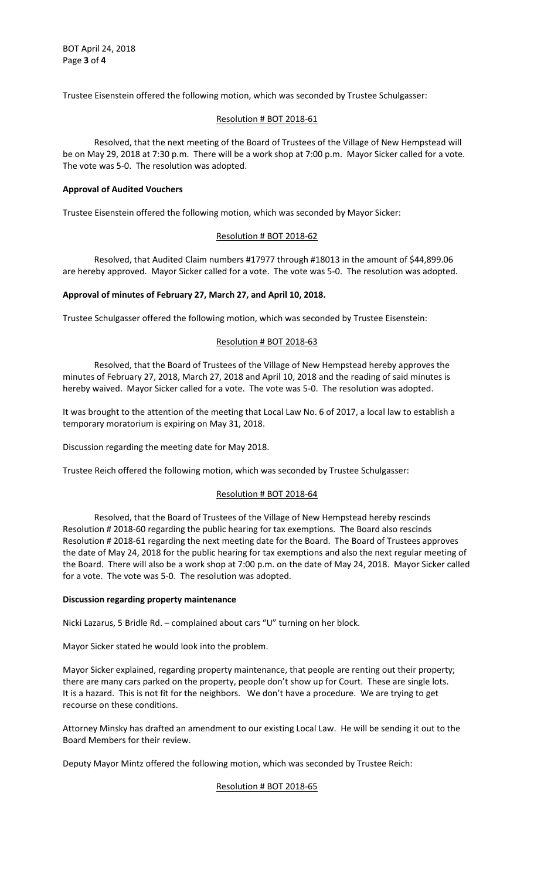Trustee Eisenstein offered the following motion, which was seconded by Trustee Schulgasser:

Resolution # BOT 2018-61

Resolved, that the next meeting of the Board of Trustees of the Village of New Hempstead will be on May 29, 2018 at 7:30 p.m. There will be a work shop at 7:00 p.m. Mayor Sicker called for a vote. The vote was 5-0. The resolution was adopted.

**Approval of Audited Vouchers**

Trustee Eisenstein offered the following motion, which was seconded by Mayor Sicker:

Resolution # BOT 2018-62

Resolved, that Audited Claim numbers #17977 through #18013 in the amount of $44,899.06 are hereby approved. Mayor Sicker called for a vote. The vote was 5-0. The resolution was adopted.

**Approval of minutes of February 27, March 27, and April 10, 2018.**

Trustee Schulgasser offered the following motion, which was seconded by Trustee Eisenstein:

Resolution # BOT 2018-63

Resolved, that the Board of Trustees of the Village of New Hempstead hereby approves the minutes of February 27, 2018, March 27, 2018 and April 10, 2018 and the reading of said minutes is hereby waived. Mayor Sicker called for a vote. The vote was 5-0. The resolution was adopted.

It was brought to the attention of the meeting that Local Law No. 6 of 2017, a local law to establish a temporary moratorium is expiring on May 31, 2018.

Discussion regarding the meeting date for May 2018.

Trustee Reich offered the following motion, which was seconded by Trustee Schulgasser:

Resolution # BOT 2018-64

Resolved, that the Board of Trustees of the Village of New Hempstead hereby rescinds Resolution # 2018-60 regarding the public hearing for tax exemptions. The Board also rescinds Resolution # 2018-61 regarding the next meeting date for the Board. The Board of Trustees approves the date of May 24, 2018 for the public hearing for tax exemptions and also the next regular meeting of the Board. There will also be a work shop at 7:00 p.m. on the date of May 24, 2018. Mayor Sicker called for a vote. The vote was 5-0. The resolution was adopted.

**Discussion regarding property maintenance**

Nicki Lazarus, 5 Bridle Rd. – complained about cars "U" turning on her block.

Mayor Sicker stated he would look into the problem.

Mayor Sicker explained, regarding property maintenance, that people are renting out their property; there are many cars parked on the property, people don't show up for Court. These are single lots. It is a hazard. This is not fit for the neighbors. We don't have a procedure. We are trying to get recourse on these conditions.

Attorney Minsky has drafted an amendment to our existing Local Law. He will be sending it out to the Board Members for their review.

Deputy Mayor Mintz offered the following motion, which was seconded by Trustee Reich:

Resolution # BOT 2018-65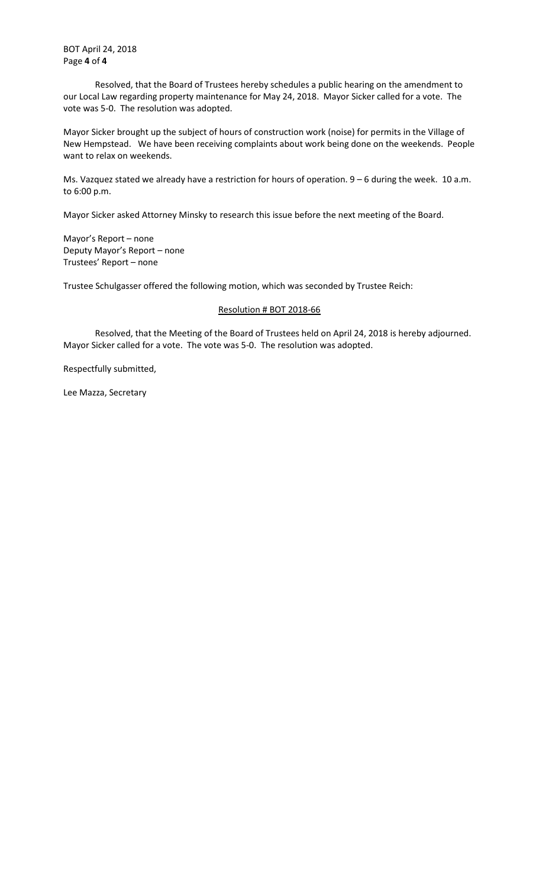Resolved, that the Board of Trustees hereby schedules a public hearing on the amendment to our Local Law regarding property maintenance for May 24, 2018. Mayor Sicker called for a vote. The vote was 5-0. The resolution was adopted.

Mayor Sicker brought up the subject of hours of construction work (noise) for permits in the Village of New Hempstead. We have been receiving complaints about work being done on the weekends. People want to relax on weekends.

Ms. Vazquez stated we already have a restriction for hours of operation. 9 – 6 during the week. 10 a.m. to 6:00 p.m.

Mayor Sicker asked Attorney Minsky to research this issue before the next meeting of the Board.

Mayor's Report – none
Deputy Mayor's Report – none
Trustees' Report – none

Trustee Schulgasser offered the following motion, which was seconded by Trustee Reich:

Resolution # BOT 2018-66

Resolved, that the Meeting of the Board of Trustees held on April 24, 2018 is hereby adjourned. Mayor Sicker called for a vote. The vote was 5-0. The resolution was adopted.

Respectfully submitted,

Lee Mazza, Secretary